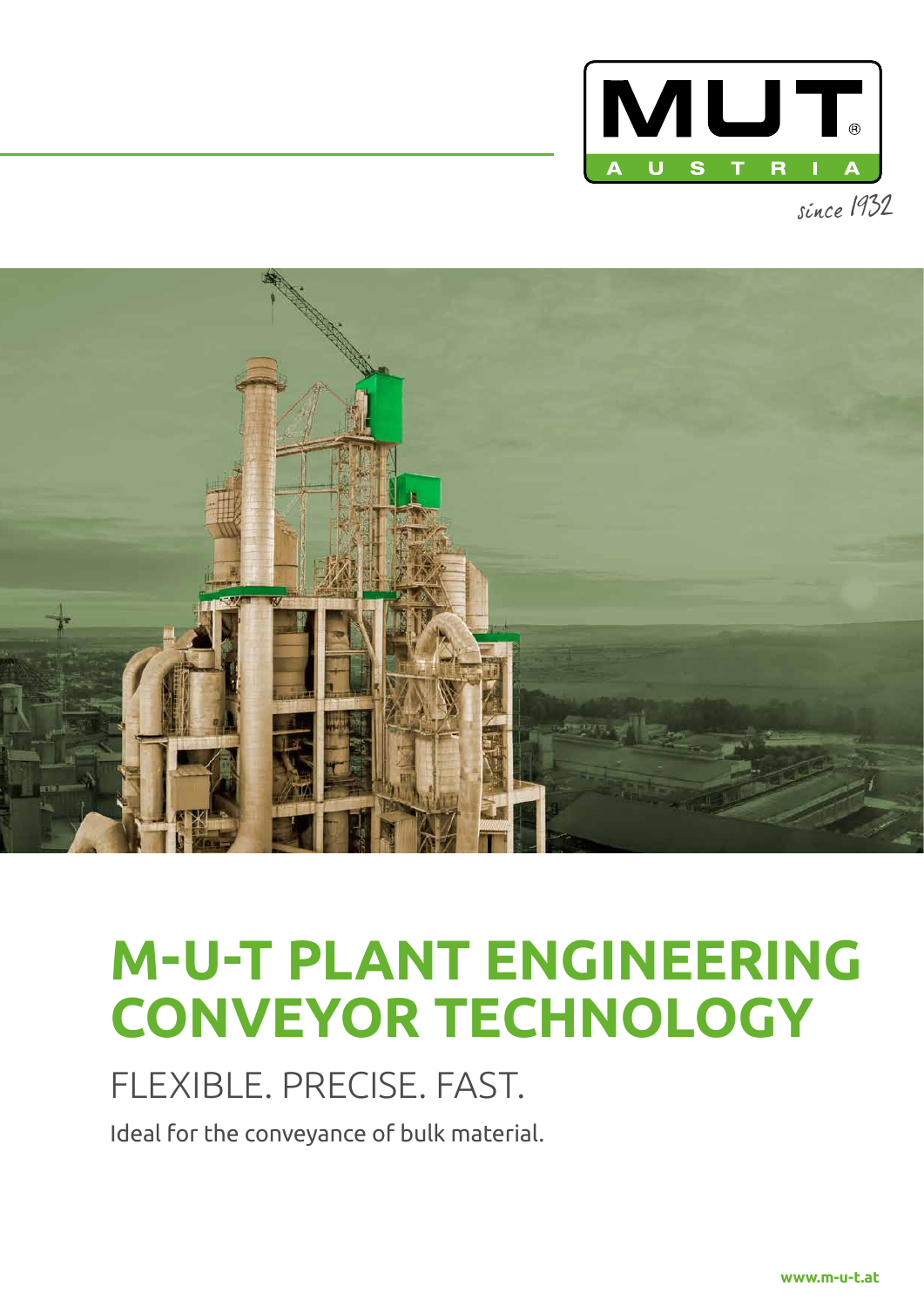MUT AUSTRIA

since 1932

# M-U-T PLANT ENGINEERING CONVEYOR TECHNOLOGY

## FLEXIBLE. PRECISE. FAST.

Ideal for the conveyance of bulk material.

www.m-u-t.at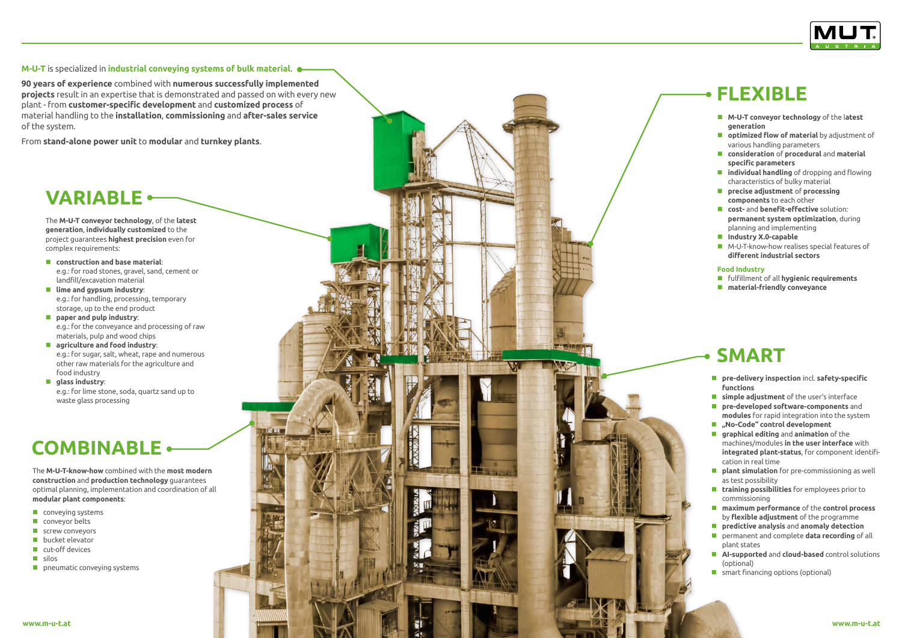**M-U-T** is specialized in **industrial conveying systems of bulk material**.

**90 years of experience** combined with **numerous successfully implemented projects** result in an expertise that is demonstrated and passed on with every new plant - from **customer-specific development** and **customized process** of material handling to the **installation**, **commissioning** and **after-sales service** of the system.

From **stand-alone power unit** to **modular** and **turnkey plants**.

## VARIABLE

The **M-U-T conveyor technology**, of the **latest generation**, **individually customized** to the project guarantees **highest precision** even for complex requirements:

- **construction and base material**:
  e.g.: for road stones, gravel, sand, cement or landfill/excavation material
- **lime and gypsum industry**:
  e.g.: for handling, processing, temporary storage, up to the end product
- **paper and pulp industry**:
  e.g.: for the conveyance and processing of raw materials, pulp and wood chips
- **agriculture and food industry**:
  e.g.: for sugar, salt, wheat, rape and numerous other raw materials for the agriculture and food industry
- **glass industry**:
  e.g.: for lime stone, soda, quartz sand up to waste glass processing

## COMBINABLE

The **M-U-T-know-how** combined with the **most modern construction** and **production technology** guarantees optimal planning, implementation and coordination of all **modular plant components**:

- conveying systems
- conveyor belts
- screw conveyors
- bucket elevator
- cut-off devices
- silos
- pneumatic conveying systems

## FLEXIBLE

- **M-U-T conveyor technology** of the l**atest generation**
- **optimized flow of material** by adjustment of various handling parameters
- **consideration** of **procedural** and **material specific parameters**
- **individual handling** of dropping and flowing characteristics of bulky material
- **precise adjustment** of **processing components** to each other
- **cost-** and **benefit-effective** solution: **permanent system optimization**, during planning and implementing
- **Industry X.0-capable**
- M-U-T-know-how realises special features of **different industrial sectors**

**Food Industry**

- fulfillment of all **hygienic requirements**
- **material-friendly conveyance**

## SMART

- **pre-delivery inspection** incl. **safety-specific functions**
- **simple adjustment** of the user's interface
- **pre-developed software-components** and **modules** for rapid integration into the system
- **„No-Code" control development**
- **graphical editing** and **animation** of the machines/modules **in the user interface** with **integrated plant-status**, for component identification in real time
- **plant simulation** for pre-commissioning as well as test possibility
- **training possibilities** for employees prior to commissioning
- **maximum performance** of the **control process** by **flexible adjustment** of the programme
- **predictive analysis** and **anomaly detection**
- permanent and complete **data recording** of all plant states
- **AI-supported** and **cloud-based** control solutions (optional)
- smart financing options (optional)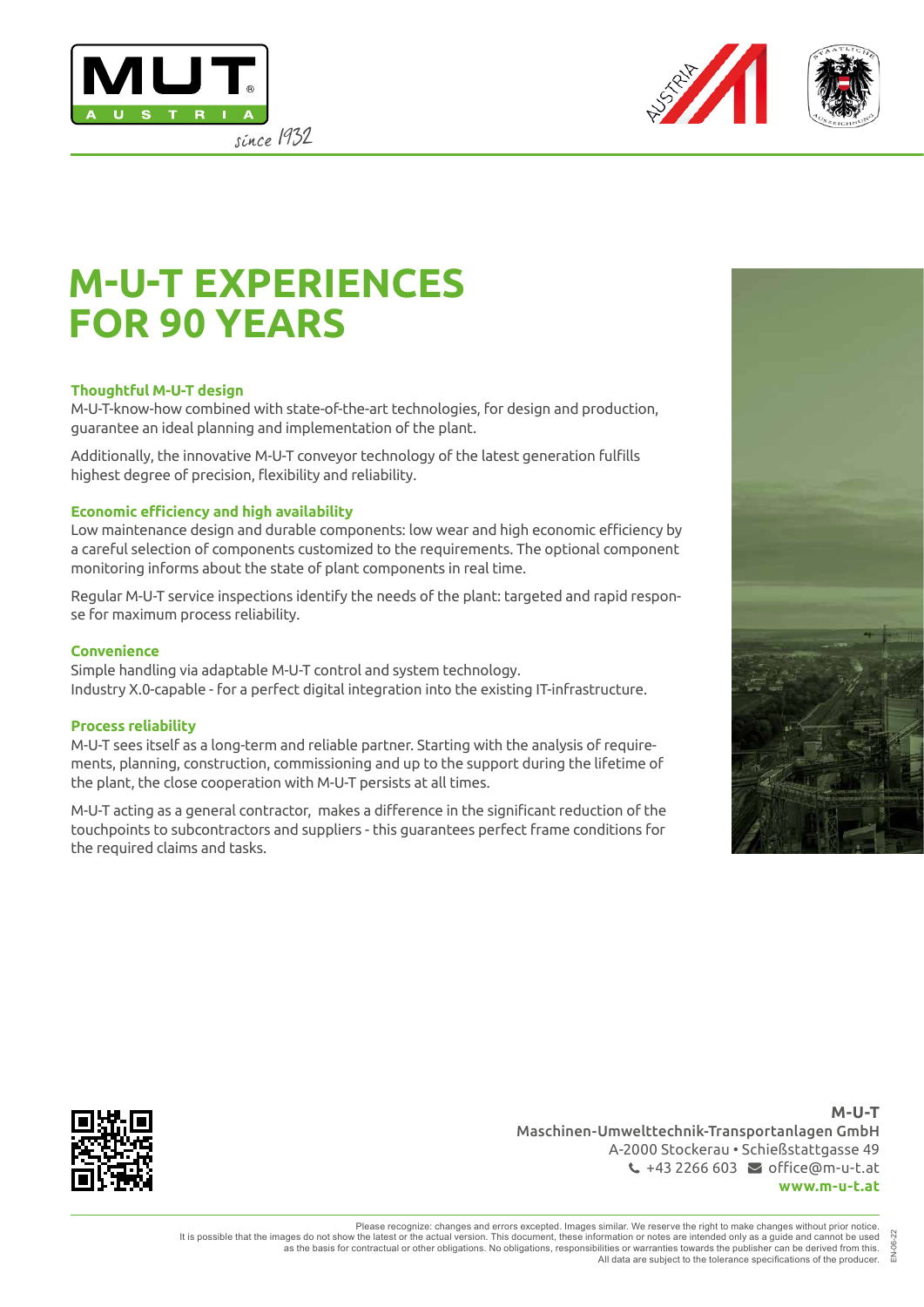# M-U-T EXPERIENCES FOR 90 YEARS

### Thoughtful M-U-T design

M-U-T-know-how combined with state-of-the-art technologies, for design and production, guarantee an ideal planning and implementation of the plant.

Additionally, the innovative M-U-T conveyor technology of the latest generation fulfills highest degree of precision, flexibility and reliability.

### Economic efficiency and high availability

Low maintenance design and durable components: low wear and high economic efficiency by a careful selection of components customized to the requirements. The optional component monitoring informs about the state of plant components in real time.

Regular M-U-T service inspections identify the needs of the plant: targeted and rapid response for maximum process reliability.

### Convenience

Simple handling via adaptable M-U-T control and system technology.
Industry X.0-capable - for a perfect digital integration into the existing IT-infrastructure.

### Process reliability

M-U-T sees itself as a long-term and reliable partner. Starting with the analysis of requirements, planning, construction, commissioning and up to the support during the lifetime of the plant, the close cooperation with M-U-T persists at all times.

M-U-T acting as a general contractor, makes a difference in the significant reduction of the touchpoints to subcontractors and suppliers - this guarantees perfect frame conditions for the required claims and tasks.

**M-U-T**
Maschinen-Umwelttechnik-Transportanlagen GmbH
A-2000 Stockerau • Schießstattgasse 49
+43 2266 603 office@m-u-t.at
**www.m-u-t.at**

Please recognize: changes and errors excepted. Images similar. We reserve the right to make changes without prior notice. It is possible that the images do not show the latest or the actual version. This document, these information or notes are intended only as a guide and cannot be used as the basis for contractual or other obligations. No obligations, responsibilities or warranties towards the publisher can be derived from this. All data are subject to the tolerance specifications of the producer.

EN-06-22